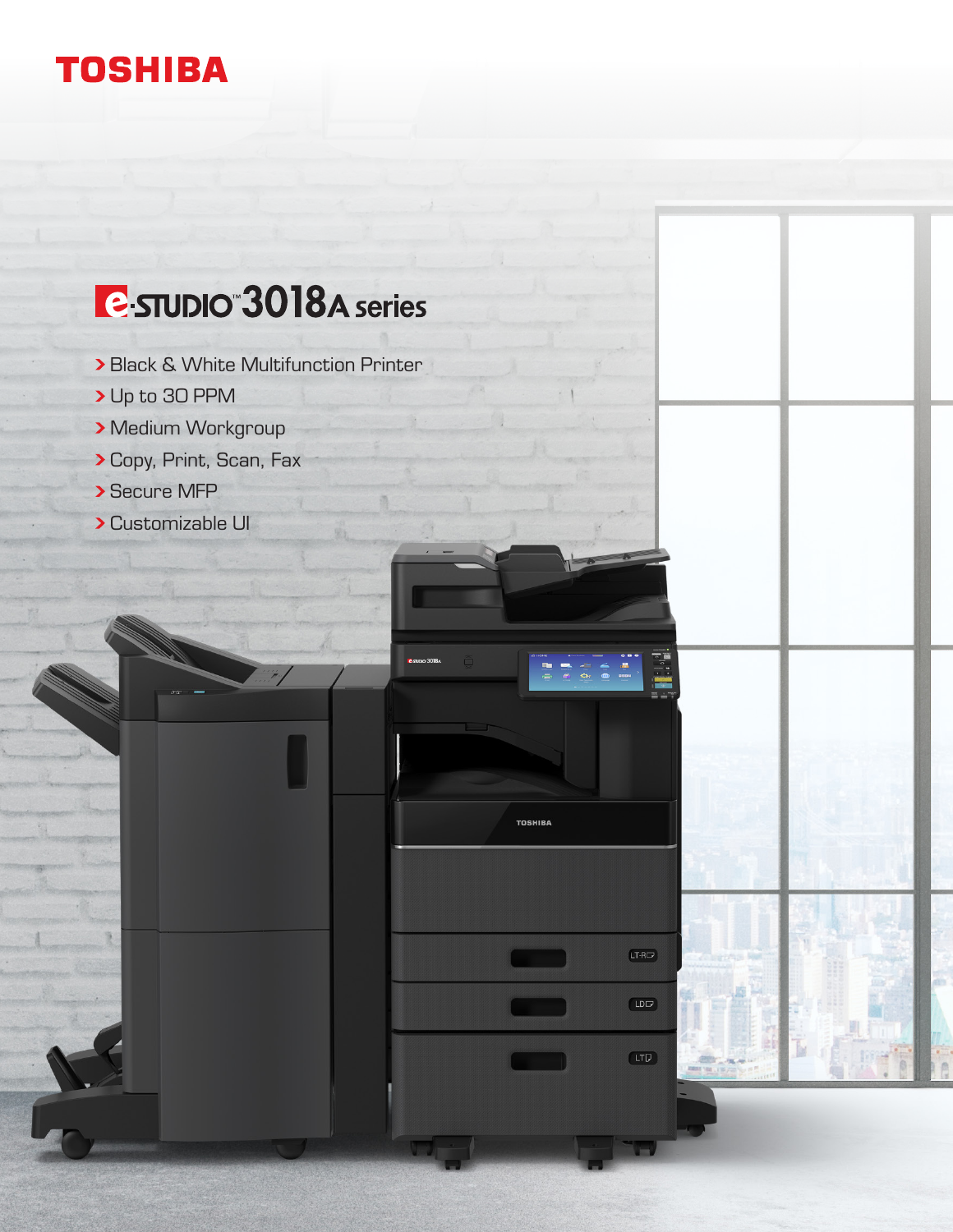# TOSHIBA

## e-STUDIO™ 3018A series

- Black & White Multifunction Printer
- Up to 30 PPM
- Medium Workgroup
- Copy, Print, Scan, Fax
- Secure MFP
- Customizable UI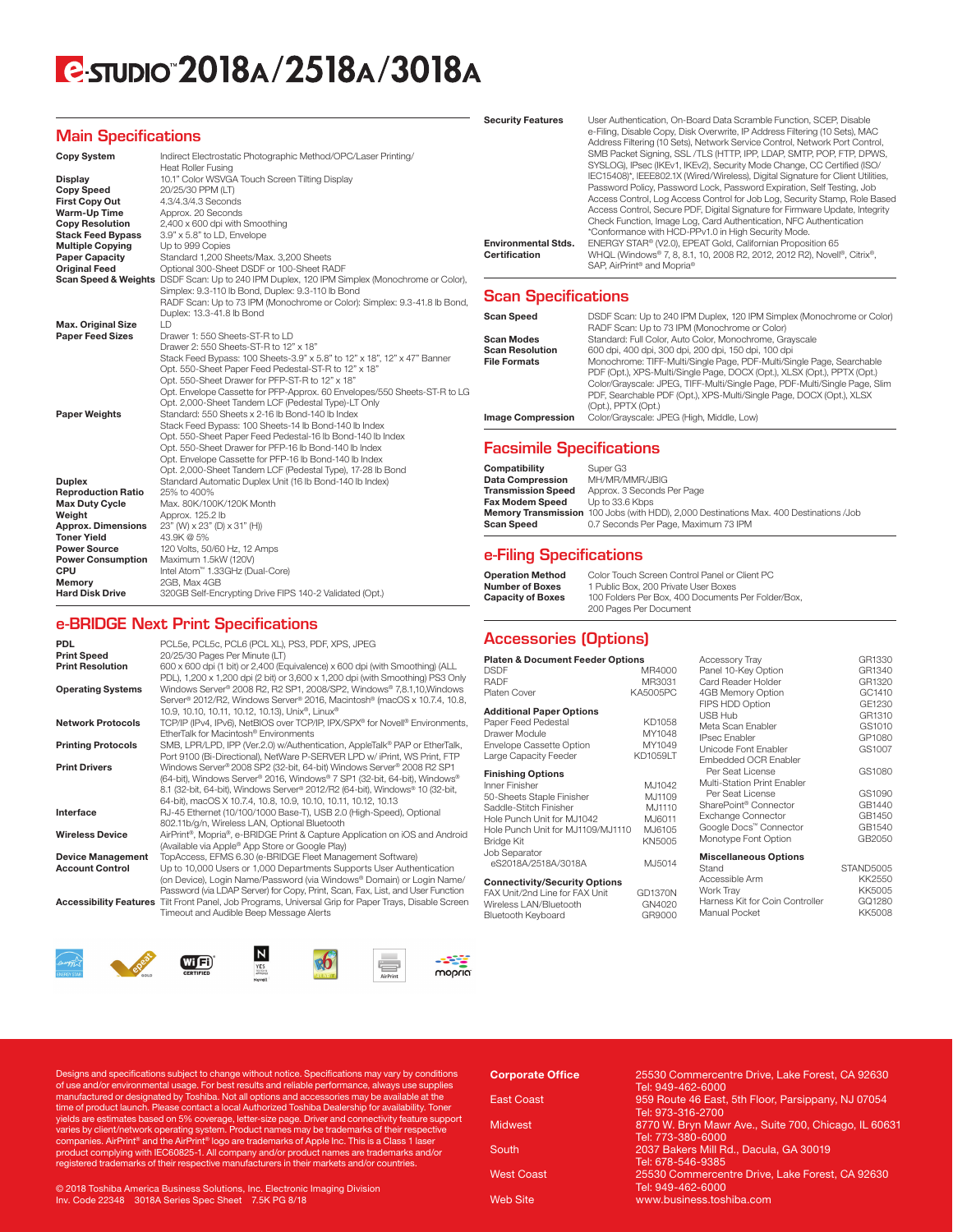# e-STUDIO™ 2018A/2518A/3018A

## Main Specifications

| | |
|---|---|
| **Copy System** | Indirect Electrostatic Photographic Method/OPC/Laser Printing/ Heat Roller Fusing |
| **Display** | 10.1" Color WSVGA Touch Screen Tilting Display |
| **Copy Speed** | 20/25/30 PPM (LT) |
| **First Copy Out** | 4.3/4.3/4.3 Seconds |
| **Warm-Up Time** | Approx. 20 Seconds |
| **Copy Resolution** | 2,400 x 600 dpi with Smoothing |
| **Stack Feed Bypass** | 3.9" x 5.8" to LD, Envelope |
| **Multiple Copying** | Up to 999 Copies |
| **Paper Capacity** | Standard 1,200 Sheets/Max. 3,200 Sheets |
| **Original Feed** | Optional 300-Sheet DSDF or 100-Sheet RADF |
| **Scan Speed & Weights** | DSDF Scan: Up to 240 IPM Duplex, 120 IPM Simplex (Monochrome or Color), Simplex: 9.3-110 lb Bond, Duplex: 9.3-110 lb Bond<br>RADF Scan: Up to 73 IPM (Monochrome or Color): Simplex: 9.3-41.8 lb Bond, Duplex: 13.3-41.8 lb Bond |
| **Max. Original Size** | LD |
| **Paper Feed Sizes** | Drawer 1: 550 Sheets-ST-R to LD<br>Drawer 2: 550 Sheets-ST-R to 12" x 18"<br>Stack Feed Bypass: 100 Sheets-3.9" x 5.8" to 12" x 18", 12" x 47" Banner<br>Opt. 550-Sheet Paper Feed Pedestal-ST-R to 12" x 18"<br>Opt. 550-Sheet Drawer for PFP-ST-R to 12" x 18"<br>Opt. Envelope Cassette for PFP-Approx. 60 Envelopes/550 Sheets-ST-R to LG<br>Opt. 2,000-Sheet Tandem LCF (Pedestal Type)-LT Only |
| **Paper Weights** | Standard: 550 Sheets x 2-16 lb Bond-140 lb Index<br>Stack Feed Bypass: 100 Sheets-14 lb Bond-140 lb Index<br>Opt. 550-Sheet Paper Feed Pedestal-16 lb Bond-140 lb Index<br>Opt. 550-Sheet Drawer for PFP-16 lb Bond-140 lb Index<br>Opt. Envelope Cassette for PFP-16 lb Bond-140 lb Index<br>Opt. 2,000-Sheet Tandem LCF (Pedestal Type), 17-28 lb Bond |
| **Duplex** | Standard Automatic Duplex Unit (16 lb Bond-140 lb Index) |
| **Reproduction Ratio** | 25% to 400% |
| **Max Duty Cycle** | Max. 80K/100K/120K Month |
| **Weight** | Approx. 125.2 lb |
| **Approx. Dimensions** | 23" (W) x 23" (D) x 31" (H) |
| **Toner Yield** | 43.9K @ 5% |
| **Power Source** | 120 Volts, 50/60 Hz, 12 Amps |
| **Power Consumption** | Maximum 1.5kW (120V) |
| **CPU** | Intel Atom™ 1.33GHz (Dual-Core) |
| **Memory** | 2GB, Max 4GB |
| **Hard Disk Drive** | 320GB Self-Encrypting Drive FIPS 140-2 Validated (Opt.) |

## e-BRIDGE Next Print Specifications

| | |
|---|---|
| **PDL** | PCL5e, PCL5c, PCL6 (PCL XL), PS3, PDF, XPS, JPEG |
| **Print Speed** | 20/25/30 Pages Per Minute (LT) |
| **Print Resolution** | 600 x 600 dpi (1 bit) or 2,400 (Equivalence) x 600 dpi (with Smoothing) (ALL PDL), 1,200 x 1,200 dpi (2 bit) or 3,600 x 1,200 dpi (with Smoothing) PS3 Only |
| **Operating Systems** | Windows Server® 2008 R2, R2 SP1, 2008/SP2, Windows® 7,8.1,10,Windows Server® 2012/R2, Windows Server® 2016, Macintosh® (macOS x 10.7.4, 10.8, 10.9, 10.10, 10.11, 10.12, 10.13), Unix®, Linux® |
| **Network Protocols** | TCP/IP (IPv4, IPv6), NetBIOS over TCP/IP, IPX/SPX® for Novell® Environments, EtherTalk for Macintosh® Environments |
| **Printing Protocols** | SMB, LPR/LPD, IPP (Ver.2.0) w/Authentication, AppleTalk® PAP or EtherTalk, Port 9100 (Bi-Directional), NetWare P-SERVER LPD w/ iPrint, WS Print, FTP |
| **Print Drivers** | Windows Server® 2008 SP2 (32-bit, 64-bit) Windows Server® 2008 R2 SP1 (64-bit), Windows Server® 2016, Windows® 7 SP1 (32-bit, 64-bit), Windows® 8.1 (32-bit, 64-bit), Windows Server® 2012/R2 (64-bit), Windows® 10 (32-bit, 64-bit), macOS X 10.7.4, 10.8, 10.9, 10.10, 10.11, 10.12, 10.13 |
| **Interface** | RJ-45 Ethernet (10/100/1000 Base-T), USB 2.0 (High-Speed), Optional 802.11b/g/n, Wireless LAN, Optional Bluetooth |
| **Wireless Device** | AirPrint®, Mopria®, e-BRIDGE Print & Capture Application on iOS and Android (Available via Apple® App Store or Google Play) |
| **Device Management** | TopAccess, EFMS 6.30 (e-BRIDGE Fleet Management Software) |
| **Account Control** | Up to 10,000 Users or 1,000 Departments Supports User Authentication (on Device), Login Name/Password (via Windows® Domain) or Login Name/ Password (via LDAP Server) for Copy, Print, Scan, Fax, List, and User Function |
| **Accessibility Features** | Tilt Front Panel, Job Programs, Universal Grip for Paper Trays, Disable Screen Timeout and Audible Beep Message Alerts |

| | |
|---|---|
| **Security Features** | User Authentication, On-Board Data Scramble Function, SCEP, Disable e-Filing, Disable Copy, Disk Overwrite, IP Address Filtering (10 Sets), MAC Address Filtering (10 Sets), Network Service Control, Network Port Control, SMB Packet Signing, SSL /TLS (HTTP, IPP, LDAP, SMTP, POP, FTP, DPWS, SYSLOG), IPsec (IKEv1, IKEv2), Security Mode Change, CC Certified (ISO/ IEC15408)*, IEEE802.1X (Wired/Wireless), Digital Signature for Client Utilities, Password Policy, Password Lock, Password Expiration, Self Testing, Job Access Control, Log Access Control for Job Log, Security Stamp, Role Based Access Control, Secure PDF, Digital Signature for Firmware Update, Integrity Check Function, Image Log, Card Authentication, NFC Authentication<br>*Conformance with HCD-PPv1.0 in High Security Mode. |
| **Environmental Stds.** | ENERGY STAR® (V2.0), EPEAT Gold, Californian Proposition 65 |
| **Certification** | WHQL (Windows® 7, 8, 8.1, 10, 2008 R2, 2012, 2012 R2), Novell®, Citrix®, SAP, AirPrint® and Mopria® |

## Scan Specifications

| | |
|---|---|
| **Scan Speed** | DSDF Scan: Up to 240 IPM Duplex, 120 IPM Simplex (Monochrome or Color)<br>RADF Scan: Up to 73 IPM (Monochrome or Color) |
| **Scan Modes** | Standard: Full Color, Auto Color, Monochrome, Grayscale |
| **Scan Resolution** | 600 dpi, 400 dpi, 300 dpi, 200 dpi, 150 dpi, 100 dpi |
| **File Formats** | Monochrome: TIFF-Multi/Single Page, PDF-Multi/Single Page, Searchable PDF (Opt.), XPS-Multi/Single Page, DOCX (Opt.), XLSX (Opt.), PPTX (Opt.)<br>Color/Grayscale: JPEG, TIFF-Multi/Single Page, PDF-Multi/Single Page, Slim PDF, Searchable PDF (Opt.), XPS-Multi/Single Page, DOCX (Opt.), XLSX (Opt.), PPTX (Opt.) |
| **Image Compression** | Color/Grayscale: JPEG (High, Middle, Low) |

## Facsimile Specifications

| | |
|---|---|
| **Compatibility** | Super G3 |
| **Data Compression** | MH/MR/MMR/JBIG |
| **Transmission Speed** | Approx. 3 Seconds Per Page |
| **Fax Modem Speed** | Up to 33.6 Kbps |
| **Memory Transmission** | 100 Jobs (with HDD), 2,000 Destinations Max. 400 Destinations /Job |
| **Scan Speed** | 0.7 Seconds Per Page, Maximum 73 IPM |

## e-Filing Specifications

| | |
|---|---|
| **Operation Method** | Color Touch Screen Control Panel or Client PC |
| **Number of Boxes** | 1 Public Box, 200 Private User Boxes |
| **Capacity of Boxes** | 100 Folders Per Box, 400 Documents Per Folder/Box, 200 Pages Per Document |

## Accessories (Options)

| | |
|---|---|
| **Platen & Document Feeder Options** | |
| DSDF | MR4000 |
| RADF | MR3031 |
| Platen Cover | KA5005PC |
| **Additional Paper Options** | |
| Paper Feed Pedestal | KD1058 |
| Drawer Module | MY1048 |
| Envelope Cassette Option | MY1049 |
| Large Capacity Feeder | KD1059LT |
| **Finishing Options** | |
| Inner Finisher | MJ1042 |
| 50-Sheets Staple Finisher | MJ1109 |
| Saddle-Stitch Finisher | MJ1110 |
| Hole Punch Unit for MJ1042 | MJ6011 |
| Hole Punch Unit for MJ1109/MJ1110 | MJ6105 |
| Bridge Kit | KN5005 |
| Job Separator eS2018A/2518A/3018A | MJ5014 |
| **Connectivity/Security Options** | |
| FAX Unit/2nd Line for FAX Unit | GD1370N |
| Wireless LAN/Bluetooth | GN4020 |
| Bluetooth Keyboard | GR9000 |
| Accessory Tray | GR1330 |
| Panel 10-Key Option | GR1340 |
| Card Reader Holder | GR1320 |
| 4GB Memory Option | GC1410 |
| FIPS HDD Option | GE1230 |
| USB Hub | GR1310 |
| Meta Scan Enabler | GS1010 |
| IPsec Enabler | GP1080 |
| Unicode Font Enabler | GS1007 |
| Embedded OCR Enabler Per Seat License | GS1080 |
| Multi-Station Print Enabler Per Seat License | GS1090 |
| SharePoint® Connector | GB1440 |
| Exchange Connector | GB1450 |
| Google Docs™ Connector | GB1540 |
| Monotype Font Option | GB2050 |
| **Miscellaneous Options** | |
| Stand | STAND5005 |
| Accessible Arm | KK2550 |
| Work Tray | KK5005 |
| Harness Kit for Coin Controller | GQ1280 |
| Manual Pocket | KK5008 |

Designs and specifications subject to change without notice. Specifications may vary by conditions of use and/or environmental usage. For best results and reliable performance, always use supplies manufactured or designated by Toshiba. Not all options and accessories may be available at the time of product launch. Please contact a local Authorized Toshiba Dealership for availability. Toner yields are estimates based on 5% coverage, letter-size page. Driver and connectivity feature support varies by client/network operating system. Product names may be trademarks of their respective companies. AirPrint® and the AirPrint® logo are trademarks of Apple Inc. This is a Class 1 laser product complying with IEC60825-1. All company and/or product names are trademarks and/or registered trademarks of their respective manufacturers in their markets and/or countries.

© 2018 Toshiba America Business Solutions, Inc. Electronic Imaging Division
Inv. Code 22348 3018A Series Spec Sheet 7.5K PG 8/18

| | |
|---|---|
| **Corporate Office** | 25530 Commercentre Drive, Lake Forest, CA 92630<br>Tel: 949-462-6000 |
| East Coast | 959 Route 46 East, 5th Floor, Parsippany, NJ 07054<br>Tel: 973-316-2700 |
| Midwest | 8770 W. Bryn Mawr Ave., Suite 700, Chicago, IL 60631<br>Tel: 773-380-6000 |
| South | 2037 Bakers Mill Rd., Dacula, GA 30019<br>Tel: 678-546-9385 |
| West Coast | 25530 Commercentre Drive, Lake Forest, CA 92630<br>Tel: 949-462-6000 |
| Web Site | www.business.toshiba.com |